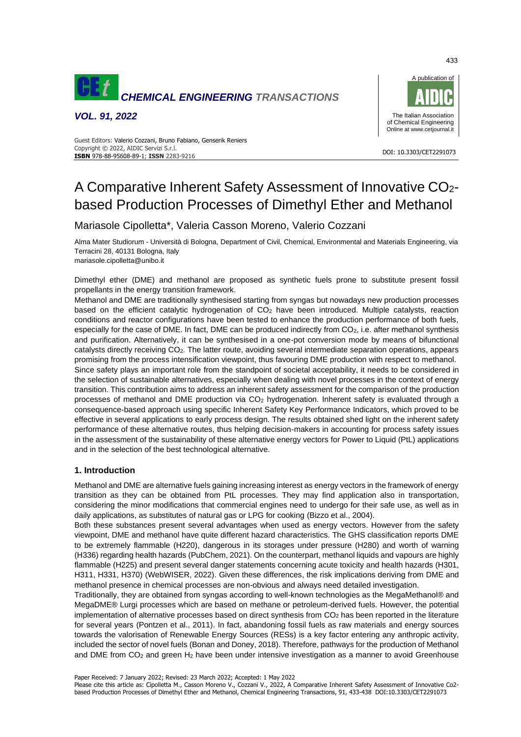# A Comparative Inherent Safety Assessment of Innovative $CO_2$-based Production Processes of Dimethyl Ether and Methanol

Mariasole Cipolletta*, Valeria Casson Moreno, Valerio Cozzani

Alma Mater Studiorum - Università di Bologna, Department of Civil, Chemical, Environmental and Materials Engineering, via Terracini 28, 40131 Bologna, Italy
mariasole.cipolletta@unibo.it

Dimethyl ether (DME) and methanol are proposed as synthetic fuels prone to substitute present fossil propellants in the energy transition framework.

Methanol and DME are traditionally synthesised starting from syngas but nowadays new production processes based on the efficient catalytic hydrogenation of $CO_2$ have been introduced. Multiple catalysts, reaction conditions and reactor configurations have been tested to enhance the production performance of both fuels, especially for the case of DME. In fact, DME can be produced indirectly from $CO_2$, i.e. after methanol synthesis and purification. Alternatively, it can be synthesised in a one-pot conversion mode by means of bifunctional catalysts directly receiving $CO_2$. The latter route, avoiding several intermediate separation operations, appears promising from the process intensification viewpoint, thus favouring DME production with respect to methanol.

Since safety plays an important role from the standpoint of societal acceptability, it needs to be considered in the selection of sustainable alternatives, especially when dealing with novel processes in the context of energy transition. This contribution aims to address an inherent safety assessment for the comparison of the production processes of methanol and DME production via $CO_2$ hydrogenation. Inherent safety is evaluated through a consequence-based approach using specific Inherent Safety Key Performance Indicators, which proved to be effective in several applications to early process design. The results obtained shed light on the inherent safety performance of these alternative routes, thus helping decision-makers in accounting for process safety issues in the assessment of the sustainability of these alternative energy vectors for Power to Liquid (PtL) applications and in the selection of the best technological alternative.

## 1. Introduction

Methanol and DME are alternative fuels gaining increasing interest as energy vectors in the framework of energy transition as they can be obtained from PtL processes. They may find application also in transportation, considering the minor modifications that commercial engines need to undergo for their safe use, as well as in daily applications, as substitutes of natural gas or LPG for cooking (Bizzo et al., 2004).

Both these substances present several advantages when used as energy vectors. However from the safety viewpoint, DME and methanol have quite different hazard characteristics. The GHS classification reports DME to be extremely flammable (H220), dangerous in its storages under pressure (H280) and worth of warning (H336) regarding health hazards (PubChem, 2021). On the counterpart, methanol liquids and vapours are highly flammable (H225) and present several danger statements concerning acute toxicity and health hazards (H301, H311, H331, H370) (WebWISER, 2022). Given these differences, the risk implications deriving from DME and methanol presence in chemical processes are non-obvious and always need detailed investigation.

Traditionally, they are obtained from syngas according to well-known technologies as the MegaMethanol® and MegaDME® Lurgi processes which are based on methane or petroleum-derived fuels. However, the potential implementation of alternative processes based on direct synthesis from $CO_2$ has been reported in the literature for several years (Pontzen et al., 2011). In fact, abandoning fossil fuels as raw materials and energy sources towards the valorisation of Renewable Energy Sources (RESs) is a key factor entering any anthropic activity, included the sector of novel fuels (Bonan and Doney, 2018). Therefore, pathways for the production of Methanol and DME from $CO_2$ and green $H_2$ have been under intensive investigation as a manner to avoid Greenhouse

Paper Received: 7 January 2022; Revised: 23 March 2022; Accepted: 1 May 2022

Please cite this article as: Cipolletta M., Casson Moreno V., Cozzani V., 2022, A Comparative Inherent Safety Assessment of Innovative Co2-based Production Processes of Dimethyl Ether and Methanol, Chemical Engineering Transactions, 91, 433-438 DOI:10.3303/CET2291073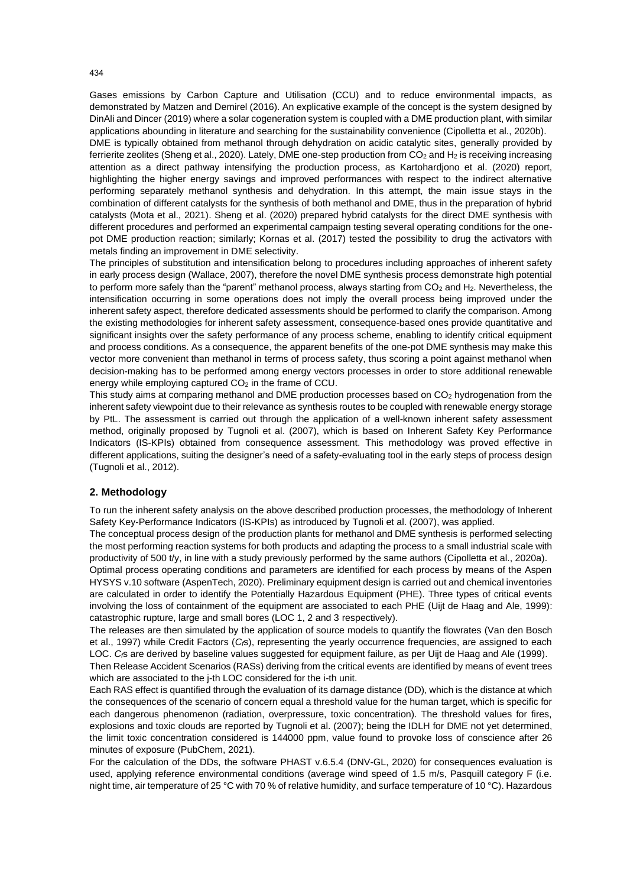Gases emissions by Carbon Capture and Utilisation (CCU) and to reduce environmental impacts, as demonstrated by Matzen and Demirel (2016). An explicative example of the concept is the system designed by DinAli and Dincer (2019) where a solar cogeneration system is coupled with a DME production plant, with similar applications abounding in literature and searching for the sustainability convenience (Cipolletta et al., 2020b).

DME is typically obtained from methanol through dehydration on acidic catalytic sites, generally provided by ferrierite zeolites (Sheng et al., 2020). Lately, DME one-step production from $CO_2$ and $H_2$ is receiving increasing attention as a direct pathway intensifying the production process, as Kartohardjono et al. (2020) report, highlighting the higher energy savings and improved performances with respect to the indirect alternative performing separately methanol synthesis and dehydration. In this attempt, the main issue stays in the combination of different catalysts for the synthesis of both methanol and DME, thus in the preparation of hybrid catalysts (Mota et al., 2021). Sheng et al. (2020) prepared hybrid catalysts for the direct DME synthesis with different procedures and performed an experimental campaign testing several operating conditions for the one-pot DME production reaction; similarly; Kornas et al. (2017) tested the possibility to drug the activators with metals finding an improvement in DME selectivity.

The principles of substitution and intensification belong to procedures including approaches of inherent safety in early process design (Wallace, 2007), therefore the novel DME synthesis process demonstrate high potential to perform more safely than the "parent" methanol process, always starting from $CO_2$ and $H_2$. Nevertheless, the intensification occurring in some operations does not imply the overall process being improved under the inherent safety aspect, therefore dedicated assessments should be performed to clarify the comparison. Among the existing methodologies for inherent safety assessment, consequence-based ones provide quantitative and significant insights over the safety performance of any process scheme, enabling to identify critical equipment and process conditions. As a consequence, the apparent benefits of the one-pot DME synthesis may make this vector more convenient than methanol in terms of process safety, thus scoring a point against methanol when decision-making has to be performed among energy vectors processes in order to store additional renewable energy while employing captured $CO_2$ in the frame of CCU.

This study aims at comparing methanol and DME production processes based on $CO_2$ hydrogenation from the inherent safety viewpoint due to their relevance as synthesis routes to be coupled with renewable energy storage by PtL. The assessment is carried out through the application of a well-known inherent safety assessment method, originally proposed by Tugnoli et al. (2007), which is based on Inherent Safety Key Performance Indicators (IS-KPIs) obtained from consequence assessment. This methodology was proved effective in different applications, suiting the designer's need of a safety-evaluating tool in the early steps of process design (Tugnoli et al., 2012).

## 2. Methodology

To run the inherent safety analysis on the above described production processes, the methodology of Inherent Safety Key-Performance Indicators (IS-KPIs) as introduced by Tugnoli et al. (2007), was applied.

The conceptual process design of the production plants for methanol and DME synthesis is performed selecting the most performing reaction systems for both products and adapting the process to a small industrial scale with productivity of 500 t/y, in line with a study previously performed by the same authors (Cipolletta et al., 2020a).

Optimal process operating conditions and parameters are identified for each process by means of the Aspen HYSYS v.10 software (AspenTech, 2020). Preliminary equipment design is carried out and chemical inventories are calculated in order to identify the Potentially Hazardous Equipment (PHE). Three types of critical events involving the loss of containment of the equipment are associated to each PHE (Uijt de Haag and Ale, 1999): catastrophic rupture, large and small bores (LOC 1, 2 and 3 respectively).

The releases are then simulated by the application of source models to quantify the flowrates (Van den Bosch et al., 1997) while Credit Factors ($C_f$s), representing the yearly occurrence frequencies, are assigned to each LOC. $C_f$s are derived by baseline values suggested for equipment failure, as per Uijt de Haag and Ale (1999).

Then Release Accident Scenarios (RASs) deriving from the critical events are identified by means of event trees which are associated to the j-th LOC considered for the i-th unit.

Each RAS effect is quantified through the evaluation of its damage distance (DD), which is the distance at which the consequences of the scenario of concern equal a threshold value for the human target, which is specific for each dangerous phenomenon (radiation, overpressure, toxic concentration). The threshold values for fires, explosions and toxic clouds are reported by Tugnoli et al. (2007); being the IDLH for DME not yet determined, the limit toxic concentration considered is 144000 ppm, value found to provoke loss of conscience after 26 minutes of exposure (PubChem, 2021).

For the calculation of the DDs, the software PHAST v.6.5.4 (DNV-GL, 2020) for consequences evaluation is used, applying reference environmental conditions (average wind speed of 1.5 m/s, Pasquill category F (i.e. night time, air temperature of 25 °C with 70 % of relative humidity, and surface temperature of 10 °C). Hazardous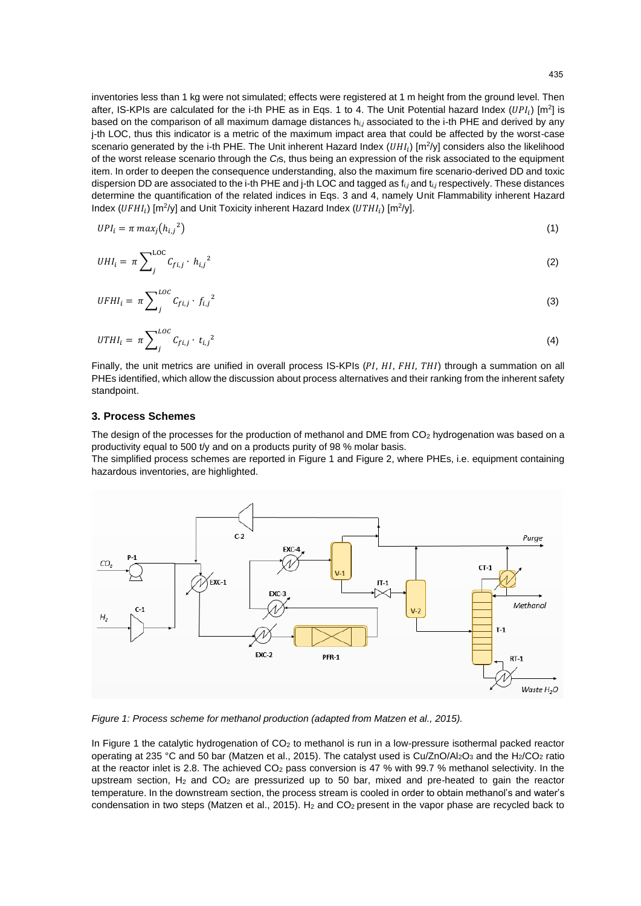inventories less than 1 kg were not simulated; effects were registered at 1 m height from the ground level. Then after, IS-KPIs are calculated for the i-th PHE as in Eqs. 1 to 4. The Unit Potential hazard Index ($UPI_i$) [m[2]] is based on the comparison of all maximum damage distances $h_{i,j}$ associated to the i-th PHE and derived by any j-th LOC, thus this indicator is a metric of the maximum impact area that could be affected by the worst-case scenario generated by the i-th PHE. The Unit inherent Hazard Index ($UHI_i$) [m[2]/y] considers also the likelihood of the worst release scenario through the $C_f$s, thus being an expression of the risk associated to the equipment item. In order to deepen the consequence understanding, also the maximum fire scenario-derived DD and toxic dispersion DD are associated to the i-th PHE and j-th LOC and tagged as $f_{i,j}$ and $t_{i,j}$ respectively. These distances determine the quantification of the related indices in Eqs. 3 and 4, namely Unit Flammability inherent Hazard Index ($UFHI_i$) [m[2]/y] and Unit Toxicity inherent Hazard Index ($UTHI_i$) [m[2]/y].

$$UPI_i = \pi \, max_j\left(h_{i,j}{}^2\right) \tag{1}$$

$$UHI_i = \pi \sum_j^{\text{LOC}} C_{fi,j} \cdot h_{i,j}{}^2 \tag{2}$$

$$UFHI_i = \pi \sum_j^{LOC} C_{fi,j} \cdot f_{i,j}{}^2 \tag{3}$$

$$UTHI_i = \pi \sum_j^{LOC} C_{fi,j} \cdot t_{i,j}{}^2 \tag{4}$$

Finally, the unit metrics are unified in overall process IS-KPIs ($PI$, $HI$, $FHI$, $THI$) through a summation on all PHEs identified, which allow the discussion about process alternatives and their ranking from the inherent safety standpoint.

## 3. Process Schemes

The design of the processes for the production of methanol and DME from $CO_2$ hydrogenation was based on a productivity equal to 500 t/y and on a products purity of 98 % molar basis.

The simplified process schemes are reported in Figure 1 and Figure 2, where PHEs, i.e. equipment containing hazardous inventories, are highlighted.

*Figure 1: Process scheme for methanol production (adapted from Matzen et al., 2015).*

In Figure 1 the catalytic hydrogenation of $CO_2$ to methanol is run in a low-pressure isothermal packed reactor operating at 235 °C and 50 bar (Matzen et al., 2015). The catalyst used is $Cu/ZnO/Al_2O_3$ and the $H_2/CO_2$ ratio at the reactor inlet is 2.8. The achieved $CO_2$ pass conversion is 47 % with 99.7 % methanol selectivity. In the upstream section, $H_2$ and $CO_2$ are pressurized up to 50 bar, mixed and pre-heated to gain the reactor temperature. In the downstream section, the process stream is cooled in order to obtain methanol's and water's condensation in two steps (Matzen et al., 2015). $H_2$ and $CO_2$ present in the vapor phase are recycled back to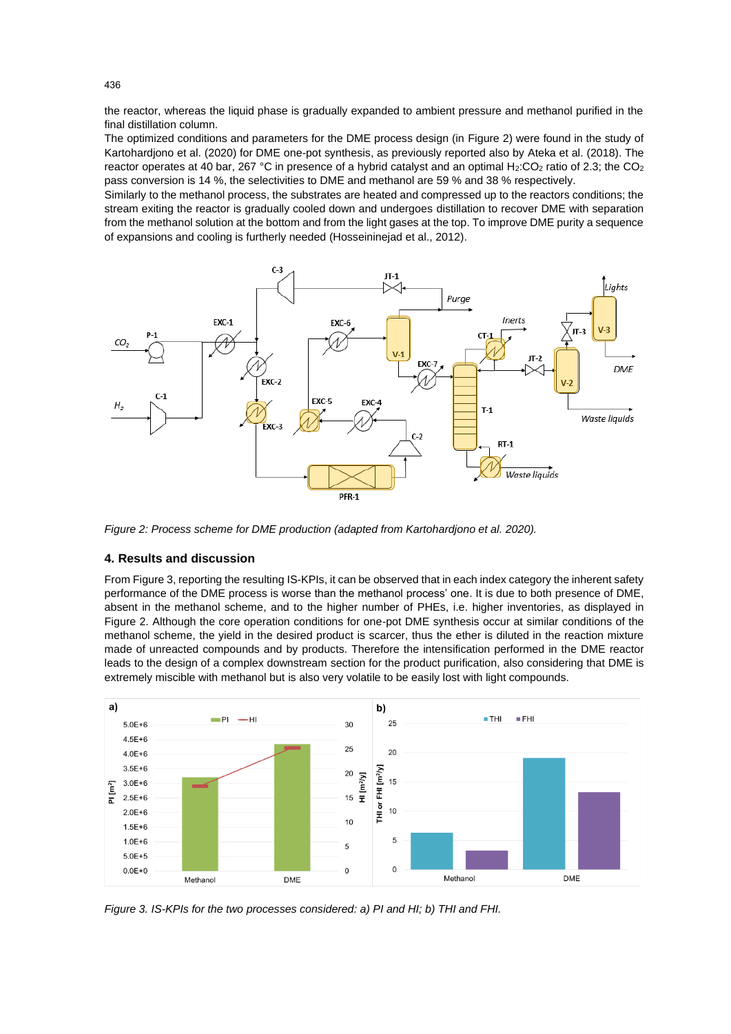the reactor, whereas the liquid phase is gradually expanded to ambient pressure and methanol purified in the final distillation column.

The optimized conditions and parameters for the DME process design (in Figure 2) were found in the study of Kartohardjono et al. (2020) for DME one-pot synthesis, as previously reported also by Ateka et al. (2018). The reactor operates at 40 bar, 267 °C in presence of a hybrid catalyst and an optimal $H_2$:$CO_2$ ratio of 2.3; the $CO_2$ pass conversion is 14 %, the selectivities to DME and methanol are 59 % and 38 % respectively.

Similarly to the methanol process, the substrates are heated and compressed up to the reactors conditions; the stream exiting the reactor is gradually cooled down and undergoes distillation to recover DME with separation from the methanol solution at the bottom and from the light gases at the top. To improve DME purity a sequence of expansions and cooling is furtherly needed (Hosseininejad et al., 2012).

*Figure 2: Process scheme for DME production (adapted from Kartohardjono et al. 2020).*

## 4. Results and discussion

From Figure 3, reporting the resulting IS-KPIs, it can be observed that in each index category the inherent safety performance of the DME process is worse than the methanol process' one. It is due to both presence of DME, absent in the methanol scheme, and to the higher number of PHEs, i.e. higher inventories, as displayed in Figure 2. Although the core operation conditions for one-pot DME synthesis occur at similar conditions of the methanol scheme, the yield in the desired product is scarcer, thus the ether is diluted in the reaction mixture made of unreacted compounds and by products. Therefore the intensification performed in the DME reactor leads to the design of a complex downstream section for the product purification, also considering that DME is extremely miscible with methanol but is also very volatile to be easily lost with light compounds.

*Figure 3. IS-KPIs for the two processes considered: a) PI and HI; b) THI and FHI.*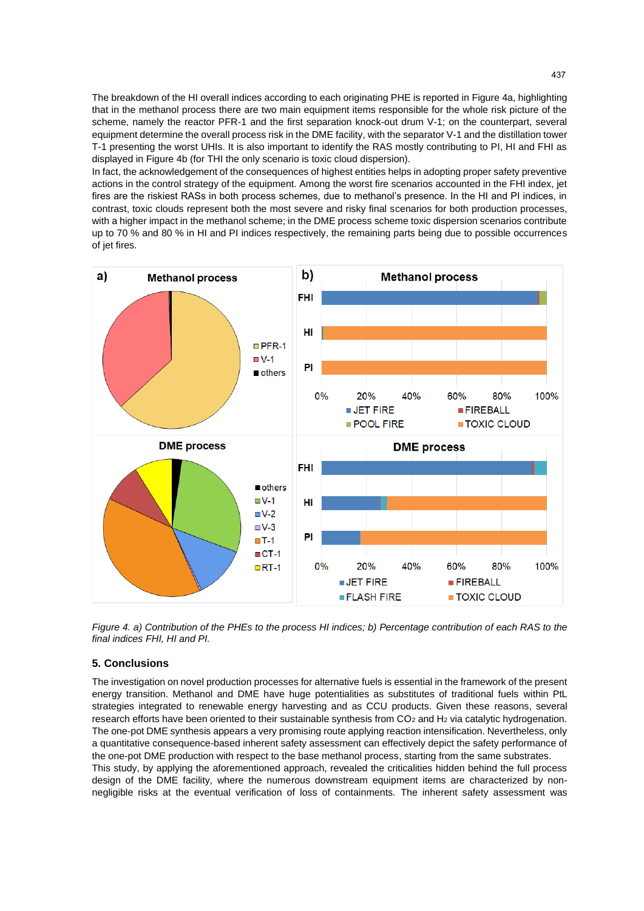The breakdown of the HI overall indices according to each originating PHE is reported in Figure 4a, highlighting that in the methanol process there are two main equipment items responsible for the whole risk picture of the scheme, namely the reactor PFR-1 and the first separation knock-out drum V-1; on the counterpart, several equipment determine the overall process risk in the DME facility, with the separator V-1 and the distillation tower T-1 presenting the worst UHIs. It is also important to identify the RAS mostly contributing to PI, HI and FHI as displayed in Figure 4b (for THI the only scenario is toxic cloud dispersion).

In fact, the acknowledgement of the consequences of highest entities helps in adopting proper safety preventive actions in the control strategy of the equipment. Among the worst fire scenarios accounted in the FHI index, jet fires are the riskiest RASs in both process schemes, due to methanol's presence. In the HI and PI indices, in contrast, toxic clouds represent both the most severe and risky final scenarios for both production processes, with a higher impact in the methanol scheme; in the DME process scheme toxic dispersion scenarios contribute up to 70 % and 80 % in HI and PI indices respectively, the remaining parts being due to possible occurrences of jet fires.

*Figure 4. a) Contribution of the PHEs to the process HI indices; b) Percentage contribution of each RAS to the final indices FHI, HI and PI.*

## 5. Conclusions

The investigation on novel production processes for alternative fuels is essential in the framework of the present energy transition. Methanol and DME have huge potentialities as substitutes of traditional fuels within PtL strategies integrated to renewable energy harvesting and as CCU products. Given these reasons, several research efforts have been oriented to their sustainable synthesis from $CO_2$ and $H_2$ via catalytic hydrogenation. The one-pot DME synthesis appears a very promising route applying reaction intensification. Nevertheless, only a quantitative consequence-based inherent safety assessment can effectively depict the safety performance of the one-pot DME production with respect to the base methanol process, starting from the same substrates.

This study, by applying the aforementioned approach, revealed the criticalities hidden behind the full process design of the DME facility, where the numerous downstream equipment items are characterized by non-negligible risks at the eventual verification of loss of containments. The inherent safety assessment was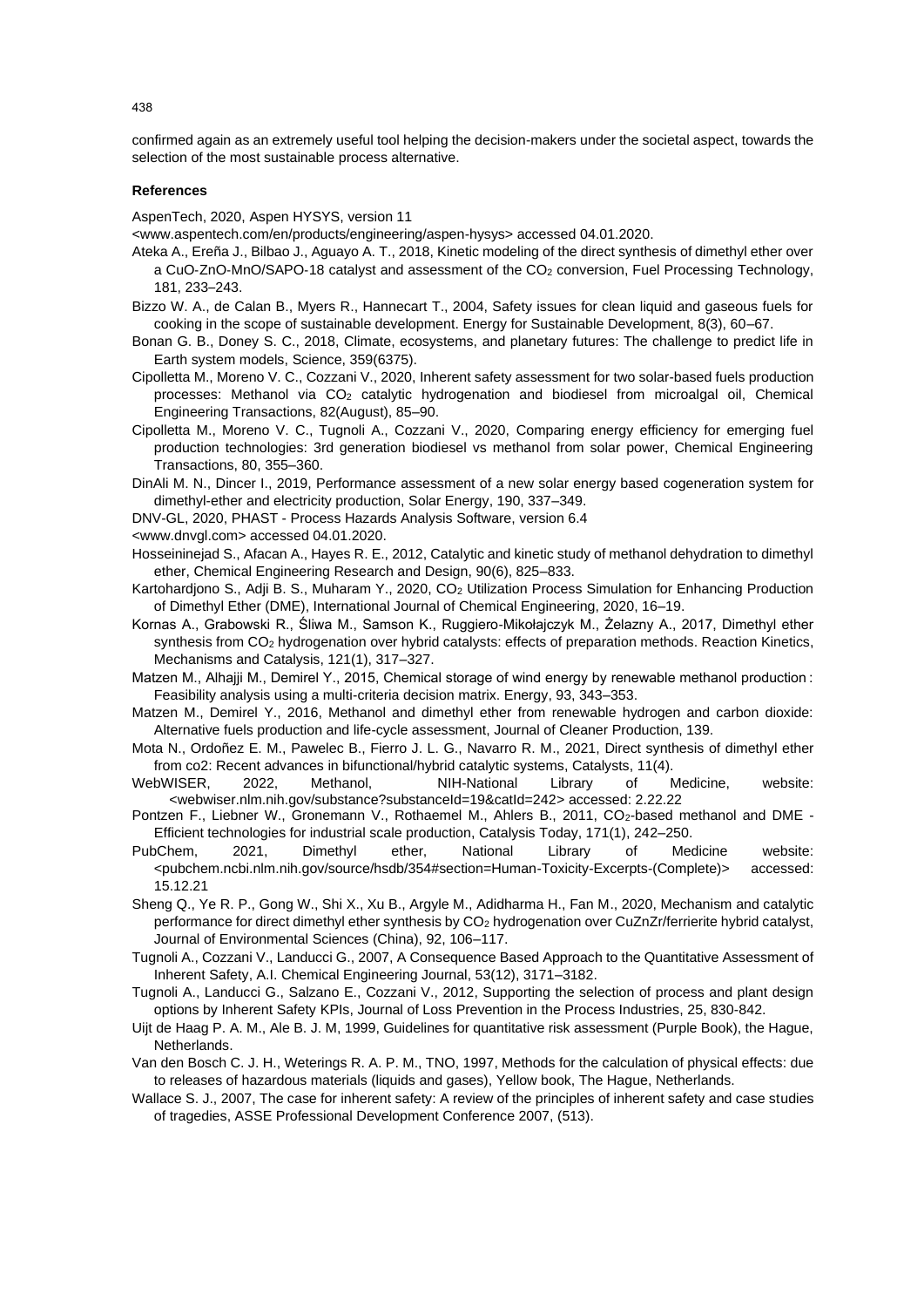confirmed again as an extremely useful tool helping the decision-makers under the societal aspect, towards the selection of the most sustainable process alternative.

## References

AspenTech, 2020, Aspen HYSYS, version 11 <www.aspentech.com/en/products/engineering/aspen-hysys> accessed 04.01.2020.

Ateka A., Ereña J., Bilbao J., Aguayo A. T., 2018, Kinetic modeling of the direct synthesis of dimethyl ether over a CuO-ZnO-MnO/SAPO-18 catalyst and assessment of the $CO_2$ conversion, Fuel Processing Technology, 181, 233–243.

Bizzo W. A., de Calan B., Myers R., Hannecart T., 2004, Safety issues for clean liquid and gaseous fuels for cooking in the scope of sustainable development. Energy for Sustainable Development, 8(3), 60–67.

Bonan G. B., Doney S. C., 2018, Climate, ecosystems, and planetary futures: The challenge to predict life in Earth system models, Science, 359(6375).

Cipolletta M., Moreno V. C., Cozzani V., 2020, Inherent safety assessment for two solar-based fuels production processes: Methanol via $CO_2$ catalytic hydrogenation and biodiesel from microalgal oil, Chemical Engineering Transactions, 82(August), 85–90.

Cipolletta M., Moreno V. C., Tugnoli A., Cozzani V., 2020, Comparing energy efficiency for emerging fuel production technologies: 3rd generation biodiesel vs methanol from solar power, Chemical Engineering Transactions, 80, 355–360.

DinAli M. N., Dincer I., 2019, Performance assessment of a new solar energy based cogeneration system for dimethyl-ether and electricity production, Solar Energy, 190, 337–349.

DNV-GL, 2020, PHAST - Process Hazards Analysis Software, version 6.4 <www.dnvgl.com> accessed 04.01.2020.

Hosseininejad S., Afacan A., Hayes R. E., 2012, Catalytic and kinetic study of methanol dehydration to dimethyl ether, Chemical Engineering Research and Design, 90(6), 825–833.

Kartohardjono S., Adji B. S., Muharam Y., 2020, $CO_2$ Utilization Process Simulation for Enhancing Production of Dimethyl Ether (DME), International Journal of Chemical Engineering, 2020, 16–19.

Kornas A., Grabowski R., Śliwa M., Samson K., Ruggiero-Mikołajczyk M., Żelazny A., 2017, Dimethyl ether synthesis from $CO_2$ hydrogenation over hybrid catalysts: effects of preparation methods. Reaction Kinetics, Mechanisms and Catalysis, 121(1), 317–327.

Matzen M., Alhajji M., Demirel Y., 2015, Chemical storage of wind energy by renewable methanol production : Feasibility analysis using a multi-criteria decision matrix. Energy, 93, 343–353.

Matzen M., Demirel Y., 2016, Methanol and dimethyl ether from renewable hydrogen and carbon dioxide: Alternative fuels production and life-cycle assessment, Journal of Cleaner Production, 139.

Mota N., Ordoñez E. M., Pawelec B., Fierro J. L. G., Navarro R. M., 2021, Direct synthesis of dimethyl ether from co2: Recent advances in bifunctional/hybrid catalytic systems, Catalysts, 11(4).

WebWISER, 2022, Methanol, NIH-National Library of Medicine, website: <webwiser.nlm.nih.gov/substance?substanceId=19&catId=242> accessed: 2.22.22

Pontzen F., Liebner W., Gronemann V., Rothaemel M., Ahlers B., 2011, $CO_2$-based methanol and DME - Efficient technologies for industrial scale production, Catalysis Today, 171(1), 242–250.

PubChem, 2021, Dimethyl ether, National Library of Medicine website: <pubchem.ncbi.nlm.nih.gov/source/hsdb/354#section=Human-Toxicity-Excerpts-(Complete)> accessed: 15.12.21

Sheng Q., Ye R. P., Gong W., Shi X., Xu B., Argyle M., Adidharma H., Fan M., 2020, Mechanism and catalytic performance for direct dimethyl ether synthesis by $CO_2$ hydrogenation over CuZnZr/ferrierite hybrid catalyst, Journal of Environmental Sciences (China), 92, 106–117.

Tugnoli A., Cozzani V., Landucci G., 2007, A Consequence Based Approach to the Quantitative Assessment of Inherent Safety, A.I. Chemical Engineering Journal, 53(12), 3171–3182.

Tugnoli A., Landucci G., Salzano E., Cozzani V., 2012, Supporting the selection of process and plant design options by Inherent Safety KPIs, Journal of Loss Prevention in the Process Industries, 25, 830-842.

Uijt de Haag P. A. M., Ale B. J. M, 1999, Guidelines for quantitative risk assessment (Purple Book), the Hague, Netherlands.

Van den Bosch C. J. H., Weterings R. A. P. M., TNO, 1997, Methods for the calculation of physical effects: due to releases of hazardous materials (liquids and gases), Yellow book, The Hague, Netherlands.

Wallace S. J., 2007, The case for inherent safety: A review of the principles of inherent safety and case studies of tragedies, ASSE Professional Development Conference 2007, (513).